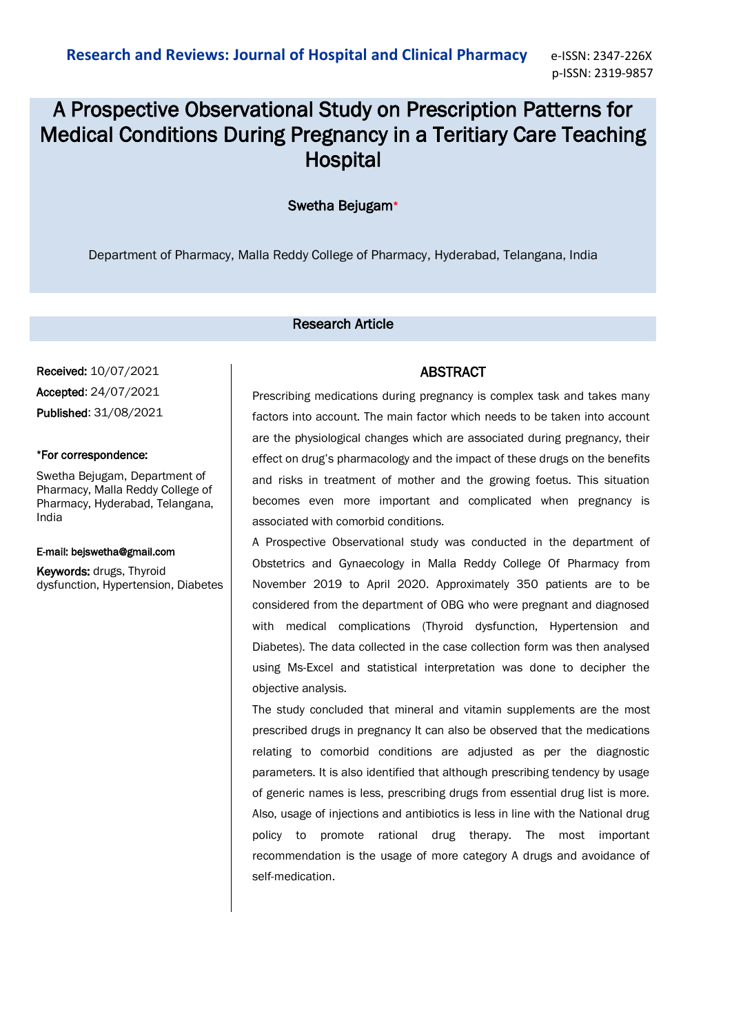# A Prospective Observational Study on Prescription Patterns for Medical Conditions During Pregnancy in a Teritiary Care Teaching Hospital

Swetha Bejugam*

Department of Pharmacy, Malla Reddy College of Pharmacy, Hyderabad, Telangana, India

Research Article

**Received:** 10/07/2021

**Accepted**: 24/07/2021

**Published**: 31/08/2021

**\*For correspondence:**

Swetha Bejugam, Department of Pharmacy, Malla Reddy College of Pharmacy, Hyderabad, Telangana, India

**E-mail: bejswetha@gmail.com**

**Keywords:** drugs, Thyroid dysfunction, Hypertension, Diabetes

## ABSTRACT

Prescribing medications during pregnancy is complex task and takes many factors into account. The main factor which needs to be taken into account are the physiological changes which are associated during pregnancy, their effect on drug's pharmacology and the impact of these drugs on the benefits and risks in treatment of mother and the growing foetus. This situation becomes even more important and complicated when pregnancy is associated with comorbid conditions.

A Prospective Observational study was conducted in the department of Obstetrics and Gynaecology in Malla Reddy College Of Pharmacy from November 2019 to April 2020. Approximately 350 patients are to be considered from the department of OBG who were pregnant and diagnosed with medical complications (Thyroid dysfunction, Hypertension and Diabetes). The data collected in the case collection form was then analysed using Ms-Excel and statistical interpretation was done to decipher the objective analysis.

The study concluded that mineral and vitamin supplements are the most prescribed drugs in pregnancy It can also be observed that the medications relating to comorbid conditions are adjusted as per the diagnostic parameters. It is also identified that although prescribing tendency by usage of generic names is less, prescribing drugs from essential drug list is more. Also, usage of injections and antibiotics is less in line with the National drug policy to promote rational drug therapy. The most important recommendation is the usage of more category A drugs and avoidance of self-medication.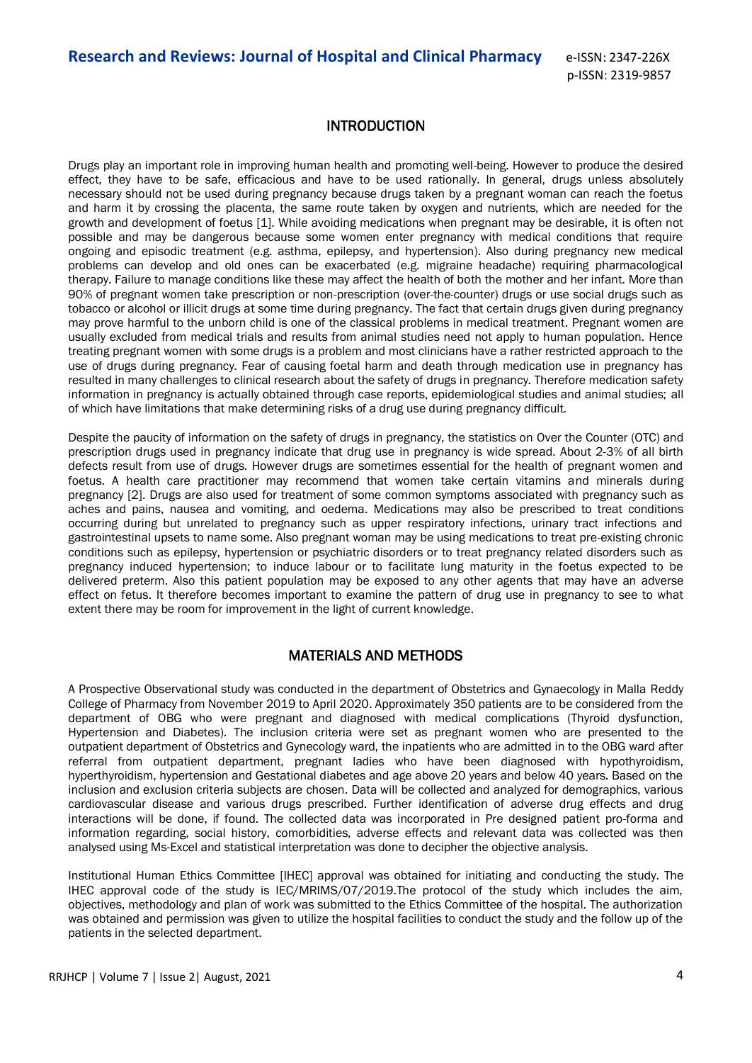## INTRODUCTION

Drugs play an important role in improving human health and promoting well-being. However to produce the desired effect, they have to be safe, efficacious and have to be used rationally. In general, drugs unless absolutely necessary should not be used during pregnancy because drugs taken by a pregnant woman can reach the foetus and harm it by crossing the placenta, the same route taken by oxygen and nutrients, which are needed for the growth and development of foetus [1]. While avoiding medications when pregnant may be desirable, it is often not possible and may be dangerous because some women enter pregnancy with medical conditions that require ongoing and episodic treatment (e.g. asthma, epilepsy, and hypertension). Also during pregnancy new medical problems can develop and old ones can be exacerbated (e.g. migraine headache) requiring pharmacological therapy. Failure to manage conditions like these may affect the health of both the mother and her infant. More than 90% of pregnant women take prescription or non-prescription (over-the-counter) drugs or use social drugs such as tobacco or alcohol or illicit drugs at some time during pregnancy. The fact that certain drugs given during pregnancy may prove harmful to the unborn child is one of the classical problems in medical treatment. Pregnant women are usually excluded from medical trials and results from animal studies need not apply to human population. Hence treating pregnant women with some drugs is a problem and most clinicians have a rather restricted approach to the use of drugs during pregnancy. Fear of causing foetal harm and death through medication use in pregnancy has resulted in many challenges to clinical research about the safety of drugs in pregnancy. Therefore medication safety information in pregnancy is actually obtained through case reports, epidemiological studies and animal studies; all of which have limitations that make determining risks of a drug use during pregnancy difficult.

Despite the paucity of information on the safety of drugs in pregnancy, the statistics on Over the Counter (OTC) and prescription drugs used in pregnancy indicate that drug use in pregnancy is wide spread. About 2-3% of all birth defects result from use of drugs. However drugs are sometimes essential for the health of pregnant women and foetus. A health care practitioner may recommend that women take certain vitamins and minerals during pregnancy [2]. Drugs are also used for treatment of some common symptoms associated with pregnancy such as aches and pains, nausea and vomiting, and oedema. Medications may also be prescribed to treat conditions occurring during but unrelated to pregnancy such as upper respiratory infections, urinary tract infections and gastrointestinal upsets to name some. Also pregnant woman may be using medications to treat pre-existing chronic conditions such as epilepsy, hypertension or psychiatric disorders or to treat pregnancy related disorders such as pregnancy induced hypertension; to induce labour or to facilitate lung maturity in the foetus expected to be delivered preterm. Also this patient population may be exposed to any other agents that may have an adverse effect on fetus. It therefore becomes important to examine the pattern of drug use in pregnancy to see to what extent there may be room for improvement in the light of current knowledge.

## MATERIALS AND METHODS

A Prospective Observational study was conducted in the department of Obstetrics and Gynaecology in Malla Reddy College of Pharmacy from November 2019 to April 2020. Approximately 350 patients are to be considered from the department of OBG who were pregnant and diagnosed with medical complications (Thyroid dysfunction, Hypertension and Diabetes). The inclusion criteria were set as pregnant women who are presented to the outpatient department of Obstetrics and Gynecology ward, the inpatients who are admitted in to the OBG ward after referral from outpatient department, pregnant ladies who have been diagnosed with hypothyroidism, hyperthyroidism, hypertension and Gestational diabetes and age above 20 years and below 40 years. Based on the inclusion and exclusion criteria subjects are chosen. Data will be collected and analyzed for demographics, various cardiovascular disease and various drugs prescribed. Further identification of adverse drug effects and drug interactions will be done, if found. The collected data was incorporated in Pre designed patient pro-forma and information regarding, social history, comorbidities, adverse effects and relevant data was collected was then analysed using Ms-Excel and statistical interpretation was done to decipher the objective analysis.

Institutional Human Ethics Committee [IHEC] approval was obtained for initiating and conducting the study. The IHEC approval code of the study is IEC/MRIMS/07/2019.The protocol of the study which includes the aim, objectives, methodology and plan of work was submitted to the Ethics Committee of the hospital. The authorization was obtained and permission was given to utilize the hospital facilities to conduct the study and the follow up of the patients in the selected department.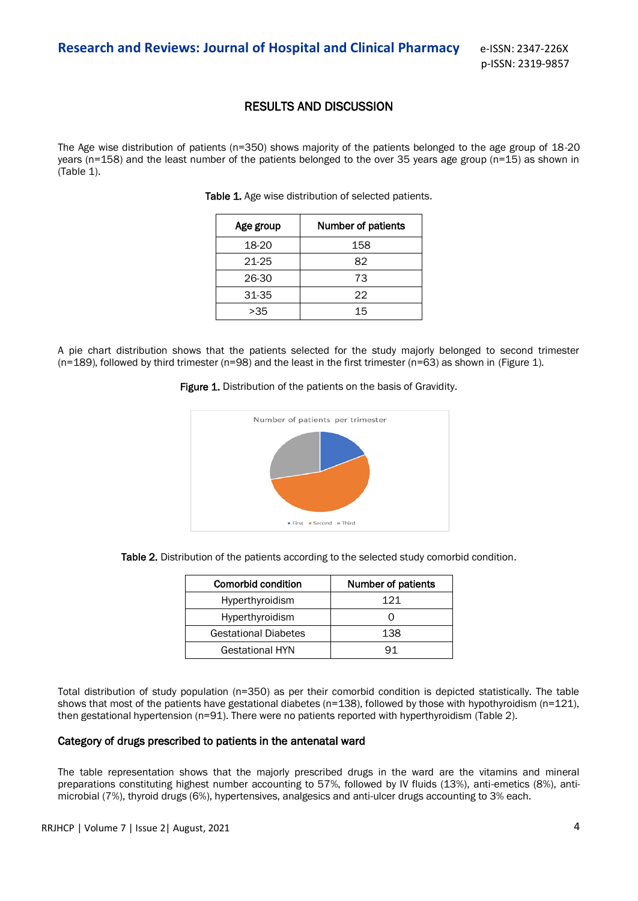## RESULTS AND DISCUSSION

The Age wise distribution of patients (n=350) shows majority of the patients belonged to the age group of 18-20 years (n=158) and the least number of the patients belonged to the over 35 years age group (n=15) as shown in (Table 1).

**Table 1.** Age wise distribution of selected patients.

| Age group | Number of patients |
|---|---|
| 18-20 | 158 |
| 21-25 | 82 |
| 26-30 | 73 |
| 31-35 | 22 |
| >35 | 15 |

A pie chart distribution shows that the patients selected for the study majorly belonged to second trimester (n=189), followed by third trimester (n=98) and the least in the first trimester (n=63) as shown in (Figure 1).

**Figure 1.** Distribution of the patients on the basis of Gravidity.

**Table 2.** Distribution of the patients according to the selected study comorbid condition.

| Comorbid condition | Number of patients |
|---|---|
| Hyperthyroidism | 121 |
| Hyperthyroidism | 0 |
| Gestational Diabetes | 138 |
| Gestational HYN | 91 |

Total distribution of study population (n=350) as per their comorbid condition is depicted statistically. The table shows that most of the patients have gestational diabetes (n=138), followed by those with hypothyroidism (n=121), then gestational hypertension (n=91). There were no patients reported with hyperthyroidism (Table 2).

### Category of drugs prescribed to patients in the antenatal ward

The table representation shows that the majorly prescribed drugs in the ward are the vitamins and mineral preparations constituting highest number accounting to 57%, followed by IV fluids (13%), anti-emetics (8%), anti-microbial (7%), thyroid drugs (6%), hypertensives, analgesics and anti-ulcer drugs accounting to 3% each.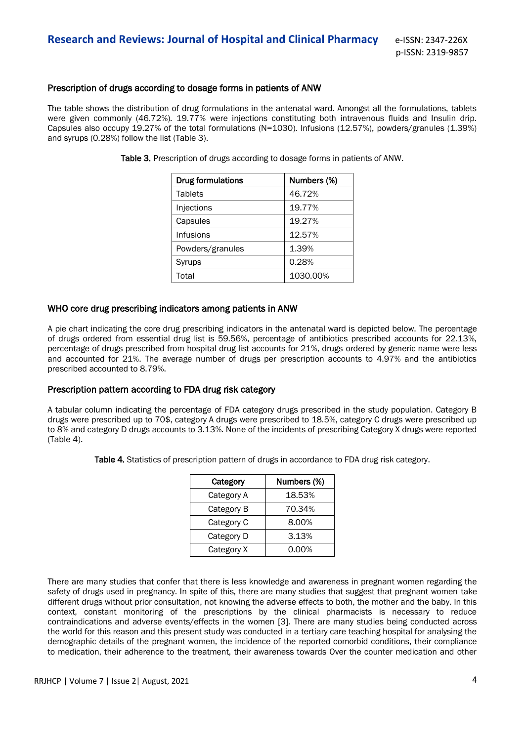### Prescription of drugs according to dosage forms in patients of ANW

The table shows the distribution of drug formulations in the antenatal ward. Amongst all the formulations, tablets were given commonly (46.72%). 19.77% were injections constituting both intravenous fluids and Insulin drip. Capsules also occupy 19.27% of the total formulations (N=1030). Infusions (12.57%), powders/granules (1.39%) and syrups (0.28%) follow the list (Table 3).

**Table 3.** Prescription of drugs according to dosage forms in patients of ANW.

| Drug formulations | Numbers (%) |
|---|---|
| Tablets | 46.72% |
| Injections | 19.77% |
| Capsules | 19.27% |
| Infusions | 12.57% |
| Powders/granules | 1.39% |
| Syrups | 0.28% |
| Total | 1030.00% |

### WHO core drug prescribing indicators among patients in ANW

A pie chart indicating the core drug prescribing indicators in the antenatal ward is depicted below. The percentage of drugs ordered from essential drug list is 59.56%, percentage of antibiotics prescribed accounts for 22.13%, percentage of drugs prescribed from hospital drug list accounts for 21%, drugs ordered by generic name were less and accounted for 21%. The average number of drugs per prescription accounts to 4.97% and the antibiotics prescribed accounted to 8.79%.

### Prescription pattern according to FDA drug risk category

A tabular column indicating the percentage of FDA category drugs prescribed in the study population. Category B drugs were prescribed up to 70$, category A drugs were prescribed to 18.5%, category C drugs were prescribed up to 8% and category D drugs accounts to 3.13%. None of the incidents of prescribing Category X drugs were reported (Table 4).

**Table 4.** Statistics of prescription pattern of drugs in accordance to FDA drug risk category.

| Category | Numbers (%) |
|---|---|
| Category A | 18.53% |
| Category B | 70.34% |
| Category C | 8.00% |
| Category D | 3.13% |
| Category X | 0.00% |

There are many studies that confer that there is less knowledge and awareness in pregnant women regarding the safety of drugs used in pregnancy. In spite of this, there are many studies that suggest that pregnant women take different drugs without prior consultation, not knowing the adverse effects to both, the mother and the baby. In this context, constant monitoring of the prescriptions by the clinical pharmacists is necessary to reduce contraindications and adverse events/effects in the women [3]. There are many studies being conducted across the world for this reason and this present study was conducted in a tertiary care teaching hospital for analysing the demographic details of the pregnant women, the incidence of the reported comorbid conditions, their compliance to medication, their adherence to the treatment, their awareness towards Over the counter medication and other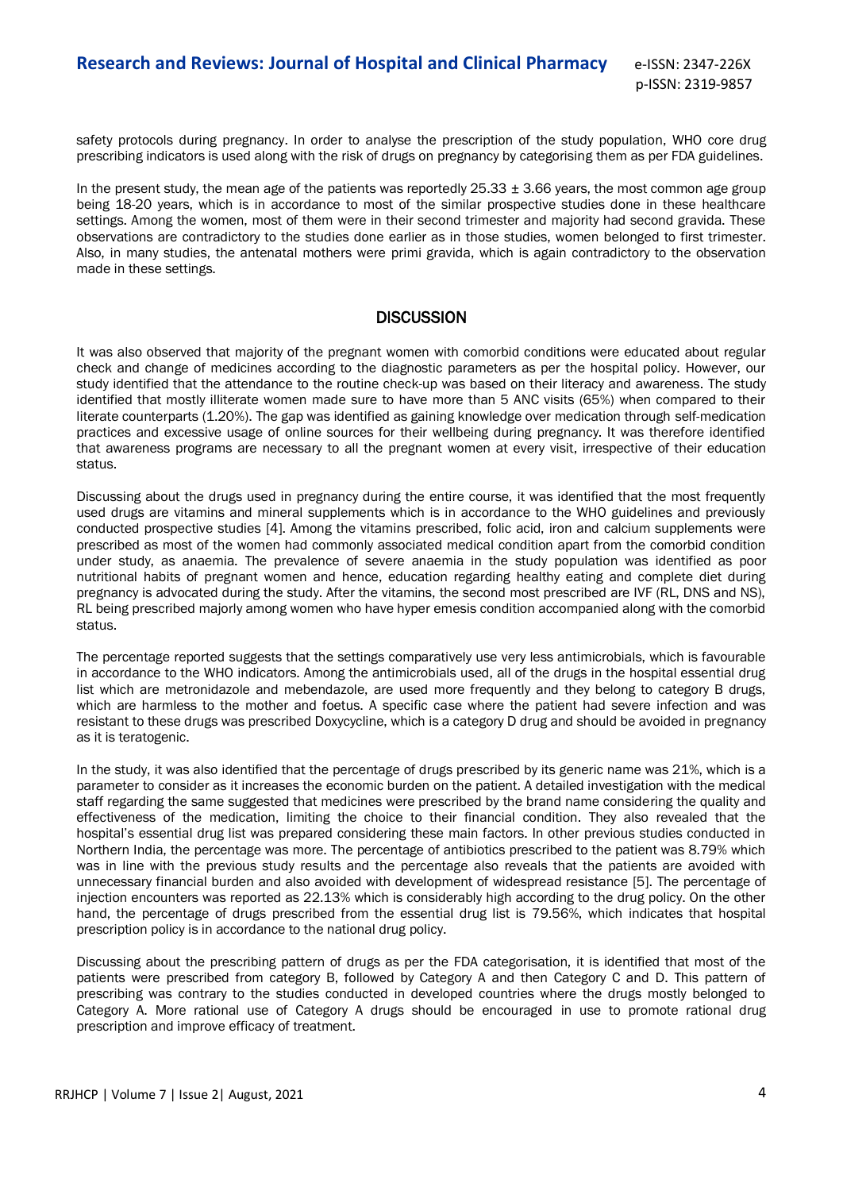safety protocols during pregnancy. In order to analyse the prescription of the study population, WHO core drug prescribing indicators is used along with the risk of drugs on pregnancy by categorising them as per FDA guidelines.

In the present study, the mean age of the patients was reportedly 25.33 ± 3.66 years, the most common age group being 18-20 years, which is in accordance to most of the similar prospective studies done in these healthcare settings. Among the women, most of them were in their second trimester and majority had second gravida. These observations are contradictory to the studies done earlier as in those studies, women belonged to first trimester. Also, in many studies, the antenatal mothers were primi gravida, which is again contradictory to the observation made in these settings.

## DISCUSSION

It was also observed that majority of the pregnant women with comorbid conditions were educated about regular check and change of medicines according to the diagnostic parameters as per the hospital policy. However, our study identified that the attendance to the routine check-up was based on their literacy and awareness. The study identified that mostly illiterate women made sure to have more than 5 ANC visits (65%) when compared to their literate counterparts (1.20%). The gap was identified as gaining knowledge over medication through self-medication practices and excessive usage of online sources for their wellbeing during pregnancy. It was therefore identified that awareness programs are necessary to all the pregnant women at every visit, irrespective of their education status.

Discussing about the drugs used in pregnancy during the entire course, it was identified that the most frequently used drugs are vitamins and mineral supplements which is in accordance to the WHO guidelines and previously conducted prospective studies [4]. Among the vitamins prescribed, folic acid, iron and calcium supplements were prescribed as most of the women had commonly associated medical condition apart from the comorbid condition under study, as anaemia. The prevalence of severe anaemia in the study population was identified as poor nutritional habits of pregnant women and hence, education regarding healthy eating and complete diet during pregnancy is advocated during the study. After the vitamins, the second most prescribed are IVF (RL, DNS and NS), RL being prescribed majorly among women who have hyper emesis condition accompanied along with the comorbid status.

The percentage reported suggests that the settings comparatively use very less antimicrobials, which is favourable in accordance to the WHO indicators. Among the antimicrobials used, all of the drugs in the hospital essential drug list which are metronidazole and mebendazole, are used more frequently and they belong to category B drugs, which are harmless to the mother and foetus. A specific case where the patient had severe infection and was resistant to these drugs was prescribed Doxycycline, which is a category D drug and should be avoided in pregnancy as it is teratogenic.

In the study, it was also identified that the percentage of drugs prescribed by its generic name was 21%, which is a parameter to consider as it increases the economic burden on the patient. A detailed investigation with the medical staff regarding the same suggested that medicines were prescribed by the brand name considering the quality and effectiveness of the medication, limiting the choice to their financial condition. They also revealed that the hospital's essential drug list was prepared considering these main factors. In other previous studies conducted in Northern India, the percentage was more. The percentage of antibiotics prescribed to the patient was 8.79% which was in line with the previous study results and the percentage also reveals that the patients are avoided with unnecessary financial burden and also avoided with development of widespread resistance [5]. The percentage of injection encounters was reported as 22.13% which is considerably high according to the drug policy. On the other hand, the percentage of drugs prescribed from the essential drug list is 79.56%, which indicates that hospital prescription policy is in accordance to the national drug policy.

Discussing about the prescribing pattern of drugs as per the FDA categorisation, it is identified that most of the patients were prescribed from category B, followed by Category A and then Category C and D. This pattern of prescribing was contrary to the studies conducted in developed countries where the drugs mostly belonged to Category A. More rational use of Category A drugs should be encouraged in use to promote rational drug prescription and improve efficacy of treatment.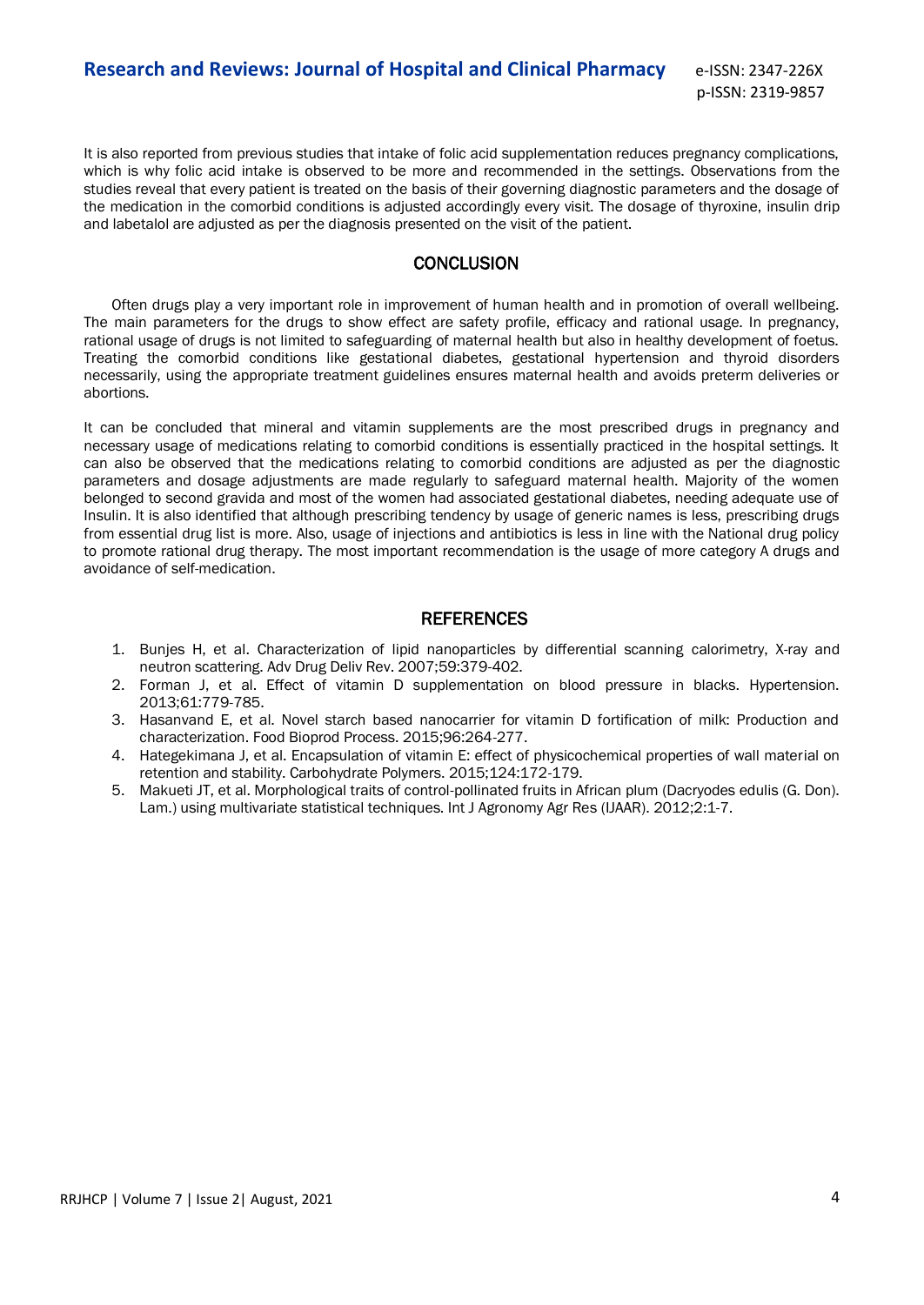It is also reported from previous studies that intake of folic acid supplementation reduces pregnancy complications, which is why folic acid intake is observed to be more and recommended in the settings. Observations from the studies reveal that every patient is treated on the basis of their governing diagnostic parameters and the dosage of the medication in the comorbid conditions is adjusted accordingly every visit. The dosage of thyroxine, insulin drip and labetalol are adjusted as per the diagnosis presented on the visit of the patient.

## CONCLUSION

Often drugs play a very important role in improvement of human health and in promotion of overall wellbeing. The main parameters for the drugs to show effect are safety profile, efficacy and rational usage. In pregnancy, rational usage of drugs is not limited to safeguarding of maternal health but also in healthy development of foetus. Treating the comorbid conditions like gestational diabetes, gestational hypertension and thyroid disorders necessarily, using the appropriate treatment guidelines ensures maternal health and avoids preterm deliveries or abortions.

It can be concluded that mineral and vitamin supplements are the most prescribed drugs in pregnancy and necessary usage of medications relating to comorbid conditions is essentially practiced in the hospital settings. It can also be observed that the medications relating to comorbid conditions are adjusted as per the diagnostic parameters and dosage adjustments are made regularly to safeguard maternal health. Majority of the women belonged to second gravida and most of the women had associated gestational diabetes, needing adequate use of Insulin. It is also identified that although prescribing tendency by usage of generic names is less, prescribing drugs from essential drug list is more. Also, usage of injections and antibiotics is less in line with the National drug policy to promote rational drug therapy. The most important recommendation is the usage of more category A drugs and avoidance of self-medication.

## REFERENCES

1. Bunjes H, et al. Characterization of lipid nanoparticles by differential scanning calorimetry, X-ray and neutron scattering. Adv Drug Deliv Rev. 2007;59:379-402.
2. Forman J, et al. Effect of vitamin D supplementation on blood pressure in blacks. Hypertension. 2013;61:779-785.
3. Hasanvand E, et al. Novel starch based nanocarrier for vitamin D fortification of milk: Production and characterization. Food Bioprod Process. 2015;96:264-277.
4. Hategekimana J, et al. Encapsulation of vitamin E: effect of physicochemical properties of wall material on retention and stability. Carbohydrate Polymers. 2015;124:172-179.
5. Makueti JT, et al. Morphological traits of control-pollinated fruits in African plum (Dacryodes edulis (G. Don). Lam.) using multivariate statistical techniques. Int J Agronomy Agr Res (IJAAR). 2012;2:1-7.